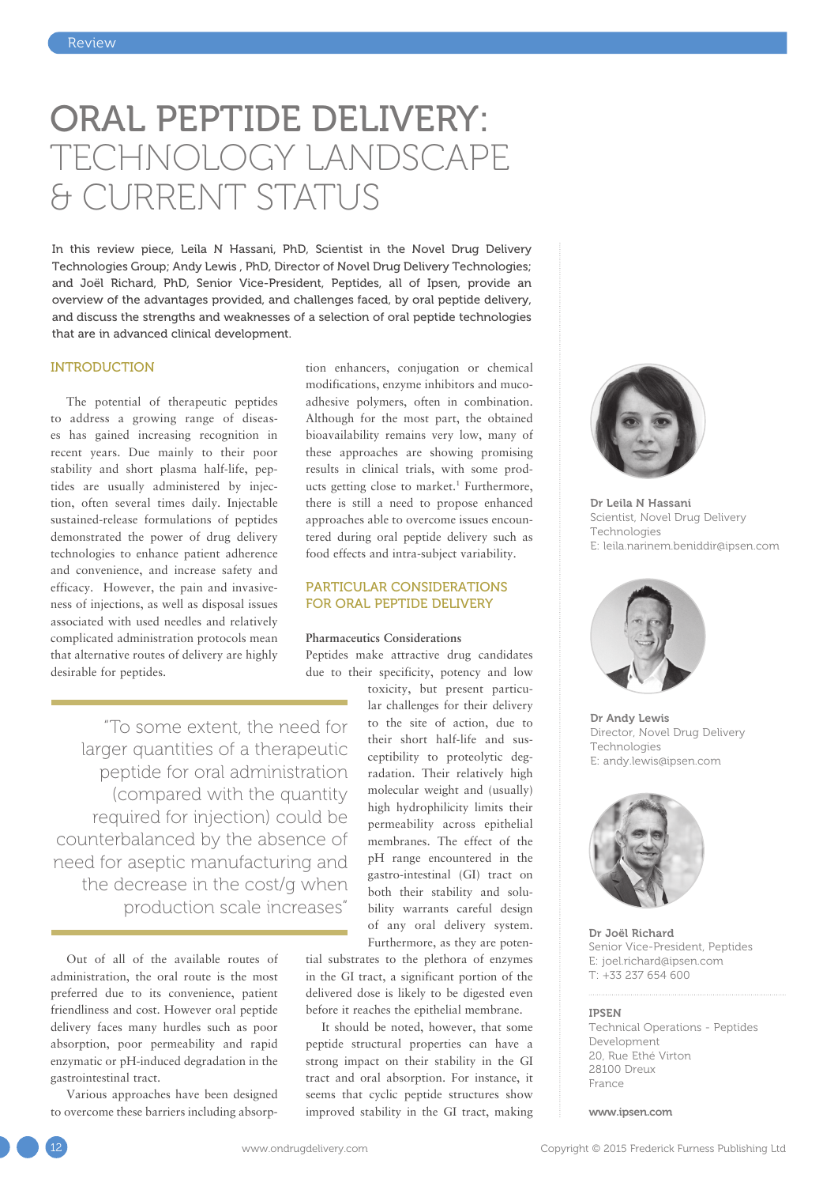# ORAL PEPTIDE DELIVERY: TECHNOLOGY LANDSCAPE & CURRENT STATUS

In this review piece, Leila N Hassani, PhD, Scientist in the Novel Drug Delivery Technologies Group; Andy Lewis , PhD, Director of Novel Drug Delivery Technologies; and Joël Richard, PhD, Senior Vice-President, Peptides, all of Ipsen, provide an overview of the advantages provided, and challenges faced, by oral peptide delivery, and discuss the strengths and weaknesses of a selection of oral peptide technologies that are in advanced clinical development.

## INTRODUCTION

The potential of therapeutic peptides to address a growing range of diseases has gained increasing recognition in recent years. Due mainly to their poor stability and short plasma half-life, peptides are usually administered by injection, often several times daily. Injectable sustained-release formulations of peptides demonstrated the power of drug delivery technologies to enhance patient adherence and convenience, and increase safety and efficacy. However, the pain and invasiveness of injections, as well as disposal issues associated with used needles and relatively complicated administration protocols mean that alternative routes of delivery are highly desirable for peptides.

> "To some extent, the need for larger quantities of a therapeutic peptide for oral administration (compared with the quantity required for injection) could be counterbalanced by the absence of need for aseptic manufacturing and the decrease in the cost/g when production scale increases"

Out of all of the available routes of administration, the oral route is the most preferred due to its convenience, patient friendliness and cost. However oral peptide delivery faces many hurdles such as poor absorption, poor permeability and rapid enzymatic or pH-induced degradation in the gastrointestinal tract.

Various approaches have been designed to overcome these barriers including absorption enhancers, conjugation or chemical modifications, enzyme inhibitors and mucoadhesive polymers, often in combination. Although for the most part, the obtained bioavailability remains very low, many of these approaches are showing promising results in clinical trials, with some products getting close to market.[1] Furthermore, there is still a need to propose enhanced approaches able to overcome issues encountered during oral peptide delivery such as food effects and intra-subject variability.

## PARTICULAR CONSIDERATIONS FOR ORAL PEPTIDE DELIVERY

### Pharmaceutics Considerations

Peptides make attractive drug candidates due to their specificity, potency and low toxicity, but present particular challenges for their delivery to the site of action, due to their short half-life and susceptibility to proteolytic degradation. Their relatively high molecular weight and (usually) high hydrophilicity limits their permeability across epithelial membranes. The effect of the pH range encountered in the gastro-intestinal (GI) tract on both their stability and solubility warrants careful design of any oral delivery system. Furthermore, as they are potential substrates to the plethora of enzymes in the GI tract, a significant portion of the delivered dose is likely to be digested even before it reaches the epithelial membrane.

It should be noted, however, that some peptide structural properties can have a strong impact on their stability in the GI tract and oral absorption. For instance, it seems that cyclic peptide structures show improved stability in the GI tract, making

---

**Dr Leila N Hassani**
Scientist, Novel Drug Delivery Technologies
E: leila.narinem.beniddir@ipsen.com

**Dr Andy Lewis**
Director, Novel Drug Delivery Technologies
E: andy.lewis@ipsen.com

**Dr Joël Richard**
Senior Vice-President, Peptides
E: joel.richard@ipsen.com
T: +33 237 654 600

**IPSEN**
Technical Operations - Peptides Development
20, Rue Ethé Virton
28100 Dreux
France

**www.ipsen.com**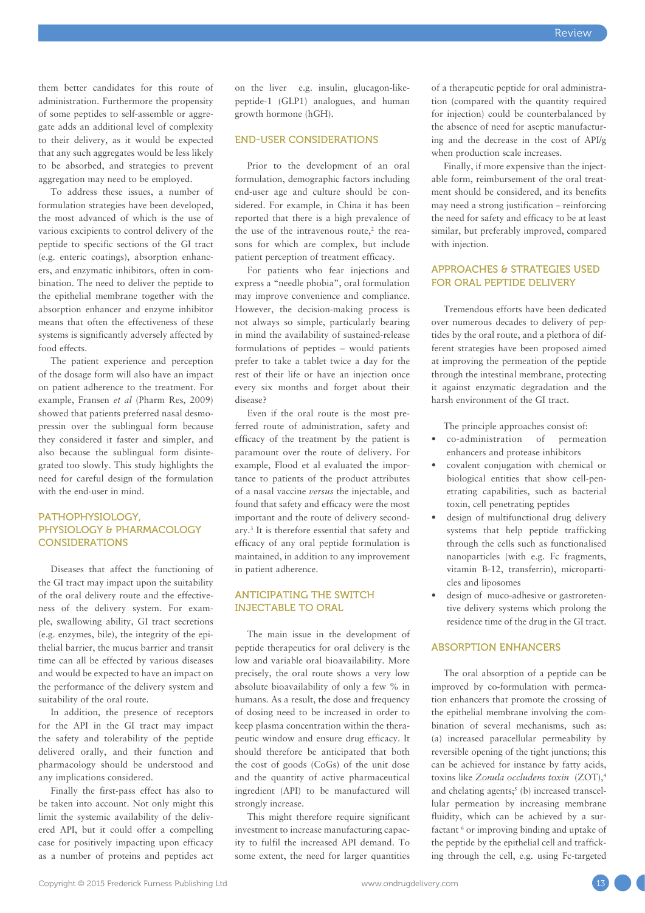them better candidates for this route of administration. Furthermore the propensity of some peptides to self-assemble or aggregate adds an additional level of complexity to their delivery, as it would be expected that any such aggregates would be less likely to be absorbed, and strategies to prevent aggregation may need to be employed.

To address these issues, a number of formulation strategies have been developed, the most advanced of which is the use of various excipients to control delivery of the peptide to specific sections of the GI tract (e.g. enteric coatings), absorption enhancers, and enzymatic inhibitors, often in combination. The need to deliver the peptide to the epithelial membrane together with the absorption enhancer and enzyme inhibitor means that often the effectiveness of these systems is significantly adversely affected by food effects.

The patient experience and perception of the dosage form will also have an impact on patient adherence to the treatment. For example, Fransen *et al* (Pharm Res, 2009) showed that patients preferred nasal desmopressin over the sublingual form because they considered it faster and simpler, and also because the sublingual form disintegrated too slowly. This study highlights the need for careful design of the formulation with the end-user in mind.

## PATHOPHYSIOLOGY, PHYSIOLOGY & PHARMACOLOGY CONSIDERATIONS

Diseases that affect the functioning of the GI tract may impact upon the suitability of the oral delivery route and the effectiveness of the delivery system. For example, swallowing ability, GI tract secretions (e.g. enzymes, bile), the integrity of the epithelial barrier, the mucus barrier and transit time can all be effected by various diseases and would be expected to have an impact on the performance of the delivery system and suitability of the oral route.

In addition, the presence of receptors for the API in the GI tract may impact the safety and tolerability of the peptide delivered orally, and their function and pharmacology should be understood and any implications considered.

Finally the first-pass effect has also to be taken into account. Not only might this limit the systemic availability of the delivered API, but it could offer a compelling case for positively impacting upon efficacy as a number of proteins and peptides act on the liver e.g. insulin, glucagon-like-peptide-1 (GLP1) analogues, and human growth hormone (hGH).

## END-USER CONSIDERATIONS

Prior to the development of an oral formulation, demographic factors including end-user age and culture should be considered. For example, in China it has been reported that there is a high prevalence of the use of the intravenous route,[2] the reasons for which are complex, but include patient perception of treatment efficacy.

For patients who fear injections and express a "needle phobia", oral formulation may improve convenience and compliance. However, the decision-making process is not always so simple, particularly bearing in mind the availability of sustained-release formulations of peptides – would patients prefer to take a tablet twice a day for the rest of their life or have an injection once every six months and forget about their disease?

Even if the oral route is the most preferred route of administration, safety and efficacy of the treatment by the patient is paramount over the route of delivery. For example, Flood et al evaluated the importance to patients of the product attributes of a nasal vaccine *versus* the injectable, and found that safety and efficacy were the most important and the route of delivery secondary.[3] It is therefore essential that safety and efficacy of any oral peptide formulation is maintained, in addition to any improvement in patient adherence.

## ANTICIPATING THE SWITCH INJECTABLE TO ORAL

The main issue in the development of peptide therapeutics for oral delivery is the low and variable oral bioavailability. More precisely, the oral route shows a very low absolute bioavailability of only a few % in humans. As a result, the dose and frequency of dosing need to be increased in order to keep plasma concentration within the therapeutic window and ensure drug efficacy. It should therefore be anticipated that both the cost of goods (CoGs) of the unit dose and the quantity of active pharmaceutical ingredient (API) to be manufactured will strongly increase.

This might therefore require significant investment to increase manufacturing capacity to fulfil the increased API demand. To some extent, the need for larger quantities of a therapeutic peptide for oral administration (compared with the quantity required for injection) could be counterbalanced by the absence of need for aseptic manufacturing and the decrease in the cost of API/g when production scale increases.

Finally, if more expensive than the injectable form, reimbursement of the oral treatment should be considered, and its benefits may need a strong justification – reinforcing the need for safety and efficacy to be at least similar, but preferably improved, compared with injection.

## APPROACHES & STRATEGIES USED FOR ORAL PEPTIDE DELIVERY

Tremendous efforts have been dedicated over numerous decades to delivery of peptides by the oral route, and a plethora of different strategies have been proposed aimed at improving the permeation of the peptide through the intestinal membrane, protecting it against enzymatic degradation and the harsh environment of the GI tract.

The principle approaches consist of:

- co-administration of permeation enhancers and protease inhibitors
- covalent conjugation with chemical or biological entities that show cell-penetrating capabilities, such as bacterial toxin, cell penetrating peptides
- design of multifunctional drug delivery systems that help peptide trafficking through the cells such as functionalised nanoparticles (with e.g. Fc fragments, vitamin B-12, transferrin), microparticles and liposomes
- design of muco-adhesive or gastroretentive delivery systems which prolong the residence time of the drug in the GI tract.

## ABSORPTION ENHANCERS

The oral absorption of a peptide can be improved by co-formulation with permeation enhancers that promote the crossing of the epithelial membrane involving the combination of several mechanisms, such as: (a) increased paracellular permeability by reversible opening of the tight junctions; this can be achieved for instance by fatty acids, toxins like *Zonula occludens toxin* (ZOT),[4] and chelating agents;[5] (b) increased transcellular permeation by increasing membrane fluidity, which can be achieved by a surfactant [6] or improving binding and uptake of the peptide by the epithelial cell and trafficking through the cell, e.g. using Fc-targeted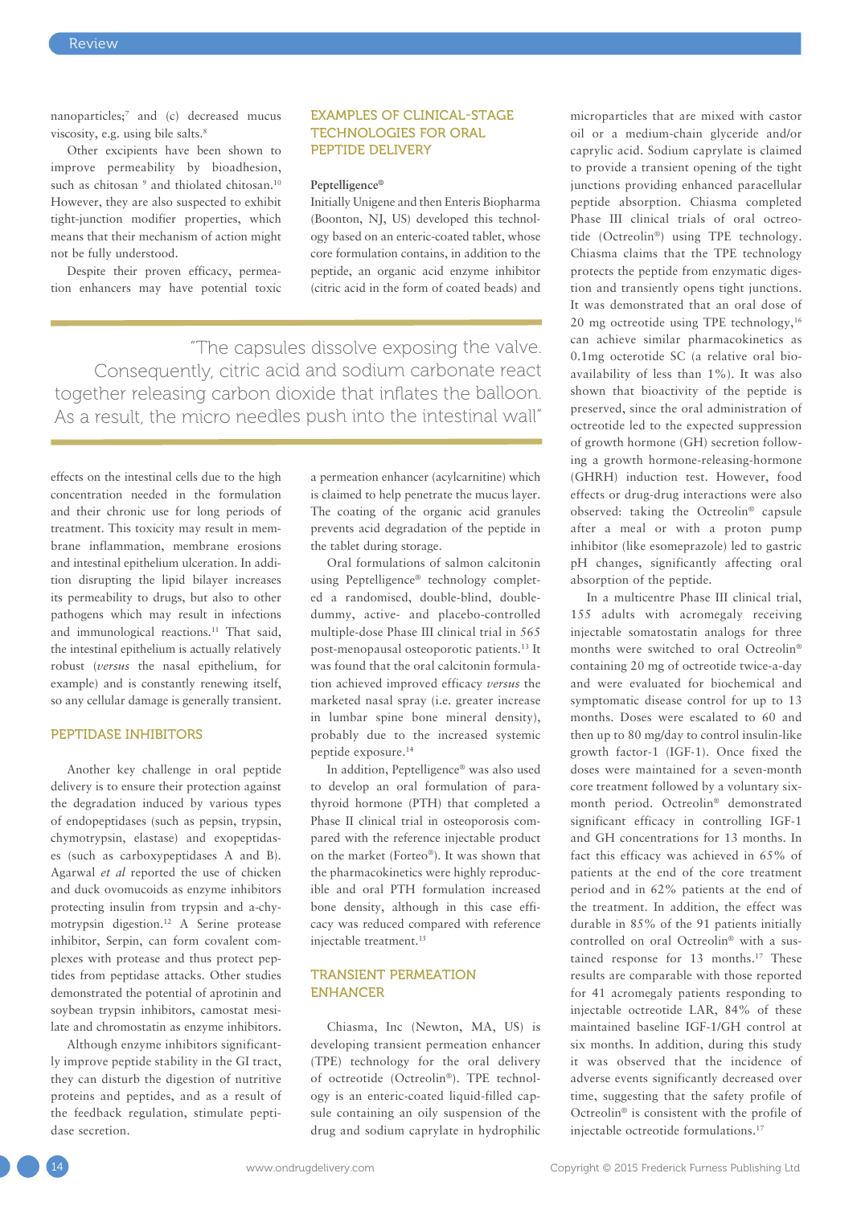nanoparticles;[7] and (c) decreased mucus viscosity, e.g. using bile salts.[8]

Other excipients have been shown to improve permeability by bioadhesion, such as chitosan [9] and thiolated chitosan.[10] However, they are also suspected to exhibit tight-junction modifier properties, which means that their mechanism of action might not be fully understood.

Despite their proven efficacy, permeation enhancers may have potential toxic effects on the intestinal cells due to the high concentration needed in the formulation and their chronic use for long periods of treatment. This toxicity may result in membrane inflammation, membrane erosions and intestinal epithelium ulceration. In addition disrupting the lipid bilayer increases its permeability to drugs, but also to other pathogens which may result in infections and immunological reactions.[11] That said, the intestinal epithelium is actually relatively robust (*versus* the nasal epithelium, for example) and is constantly renewing itself, so any cellular damage is generally transient.

## PEPTIDASE INHIBITORS

Another key challenge in oral peptide delivery is to ensure their protection against the degradation induced by various types of endopeptidases (such as pepsin, trypsin, chymotrypsin, elastase) and exopeptidases (such as carboxypeptidases A and B). Agarwal *et al* reported the use of chicken and duck ovomucoids as enzyme inhibitors protecting insulin from trypsin and a-chymotrypsin digestion.[12] A Serine protease inhibitor, Serpin, can form covalent complexes with protease and thus protect peptides from peptidase attacks. Other studies demonstrated the potential of aprotinin and soybean trypsin inhibitors, camostat mesilate and chromostatin as enzyme inhibitors.

Although enzyme inhibitors significantly improve peptide stability in the GI tract, they can disturb the digestion of nutritive proteins and peptides, and as a result of the feedback regulation, stimulate peptidase secretion.

## EXAMPLES OF CLINICAL-STAGE TECHNOLOGIES FOR ORAL PEPTIDE DELIVERY

### Peptelligence®

Initially Unigene and then Enteris Biopharma (Boonton, NJ, US) developed this technology based on an enteric-coated tablet, whose core formulation contains, in addition to the peptide, an organic acid enzyme inhibitor (citric acid in the form of coated beads) and a permeation enhancer (acylcarnitine) which is claimed to help penetrate the mucus layer. The coating of the organic acid granules prevents acid degradation of the peptide in the tablet during storage.

> "The capsules dissolve exposing the valve. Consequently, citric acid and sodium carbonate react together releasing carbon dioxide that inflates the balloon. As a result, the micro needles push into the intestinal wall"

Oral formulations of salmon calcitonin using Peptelligence® technology completed a randomised, double-blind, double-dummy, active- and placebo-controlled multiple-dose Phase III clinical trial in 565 post-menopausal osteoporotic patients.[13] It was found that the oral calcitonin formulation achieved improved efficacy *versus* the marketed nasal spray (i.e. greater increase in lumbar spine bone mineral density), probably due to the increased systemic peptide exposure.[14]

In addition, Peptelligence® was also used to develop an oral formulation of parathyroid hormone (PTH) that completed a Phase II clinical trial in osteoporosis compared with the reference injectable product on the market (Forteo®). It was shown that the pharmacokinetics were highly reproducible and oral PTH formulation increased bone density, although in this case efficacy was reduced compared with reference injectable treatment.[15]

## TRANSIENT PERMEATION ENHANCER

Chiasma, Inc (Newton, MA, US) is developing transient permeation enhancer (TPE) technology for the oral delivery of octreotide (Octreolin®). TPE technology is an enteric-coated liquid-filled capsule containing an oily suspension of the drug and sodium caprylate in hydrophilic microparticles that are mixed with castor oil or a medium-chain glyceride and/or caprylic acid. Sodium caprylate is claimed to provide a transient opening of the tight junctions providing enhanced paracellular peptide absorption. Chiasma completed Phase III clinical trials of oral octreotide (Octreolin®) using TPE technology. Chiasma claims that the TPE technology protects the peptide from enzymatic digestion and transiently opens tight junctions. It was demonstrated that an oral dose of 20 mg octreotide using TPE technology,[16] can achieve similar pharmacokinetics as 0.1mg octerotide SC (a relative oral bioavailability of less than 1%). It was also shown that bioactivity of the peptide is preserved, since the oral administration of octreotide led to the expected suppression of growth hormone (GH) secretion following a growth hormone-releasing-hormone (GHRH) induction test. However, food effects or drug-drug interactions were also observed: taking the Octreolin® capsule after a meal or with a proton pump inhibitor (like esomeprazole) led to gastric pH changes, significantly affecting oral absorption of the peptide.

In a multicentre Phase III clinical trial, 155 adults with acromegaly receiving injectable somatostatin analogs for three months were switched to oral Octreolin® containing 20 mg of octreotide twice-a-day and were evaluated for biochemical and symptomatic disease control for up to 13 months. Doses were escalated to 60 and then up to 80 mg/day to control insulin-like growth factor-1 (IGF-1). Once fixed the doses were maintained for a seven-month core treatment followed by a voluntary six-month period. Octreolin® demonstrated significant efficacy in controlling IGF-1 and GH concentrations for 13 months. In fact this efficacy was achieved in 65% of patients at the end of the core treatment period and in 62% patients at the end of the treatment. In addition, the effect was durable in 85% of the 91 patients initially controlled on oral Octreolin® with a sustained response for 13 months.[17] These results are comparable with those reported for 41 acromegaly patients responding to injectable octreotide LAR, 84% of these maintained baseline IGF-1/GH control at six months. In addition, during this study it was observed that the incidence of adverse events significantly decreased over time, suggesting that the safety profile of Octreolin® is consistent with the profile of injectable octreotide formulations.[17]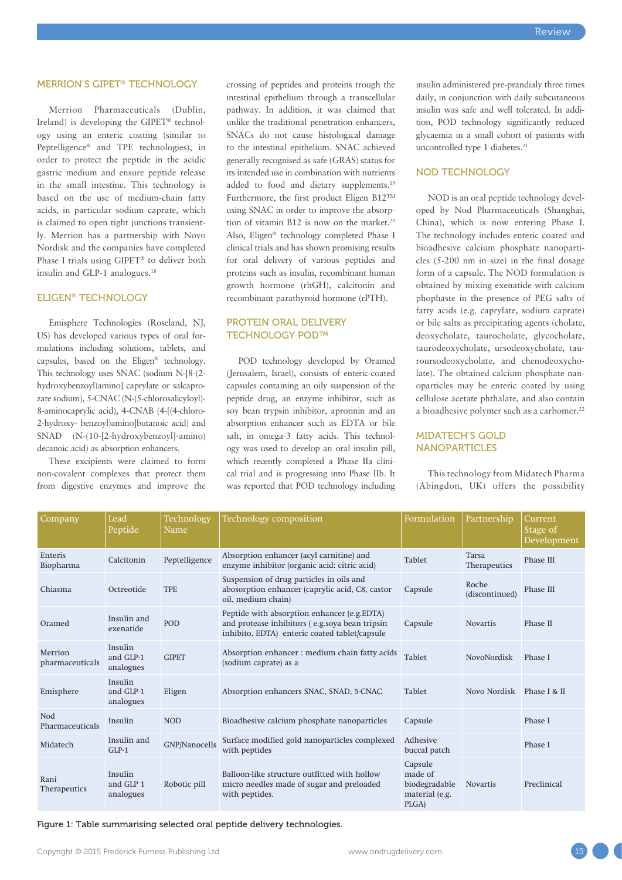## MERRION'S GIPET® TECHNOLOGY

Merrion Pharmaceuticals (Dublin, Ireland) is developing the GIPET® technology using an enteric coating (similar to Peptelligence® and TPE technologies), in order to protect the peptide in the acidic gastric medium and ensure peptide release in the small intestine. This technology is based on the use of medium-chain fatty acids, in particular sodium caprate, which is claimed to open tight junctions transiently. Merrion has a partnership with Novo Nordisk and the companies have completed Phase I trials using GIPET® to deliver both insulin and GLP-1 analogues.[18]

## ELIGEN® TECHNOLOGY

Emisphere Technologies (Roseland, NJ, US) has developed various types of oral formulations including solutions, tablets, and capsules, based on the Eligen® technology. This technology uses SNAC (sodium N-[8-(2-hydroxybenzoyl)amino] caprylate or salcaprozate sodium), 5-CNAC (N-(5-chlorosalicyloyl)-8-aminocaprylic acid), 4-CNAB (4-[(4-chloro-2-hydroxy- benzoyl)amino]butanoic acid) and SNAD (N-(10-[2-hydroxybenzoyl]-amino) decanoic acid) as absorption enhancers.

These excipients were claimed to form non-covalent complexes that protect them from digestive enzymes and improve the crossing of peptides and proteins trough the intestinal epithelium through a transcellular pathway. In addition, it was claimed that unlike the traditional penetration enhancers, SNACs do not cause histological damage to the intestinal epithelium. SNAC achieved generally recognised as safe (GRAS) status for its intended use in combination with nutrients added to food and dietary supplements.[19] Furthermore, the first product Eligen B12™ using SNAC in order to improve the absorption of vitamin B12 is now on the market.[20] Also, Eligen® technology completed Phase I clinical trials and has shown promising results for oral delivery of various peptides and proteins such as insulin, recombinant human growth hormone (rhGH), calcitonin and recombinant parathyroid hormone (rPTH).

## PROTEIN ORAL DELIVERY TECHNOLOGY POD™

POD technology developed by Oramed (Jerusalem, Israel), consists of enteric-coated capsules containing an oily suspension of the peptide drug, an enzyme inhibitor, such as soy bean trypsin inhibitor, aprotinin and an absorption enhancer such as EDTA or bile salt, in omega-3 fatty acids. This technology was used to develop an oral insulin pill, which recently completed a Phase IIa clinical trial and is progressing into Phase IIb. It was reported that POD technology including insulin administered pre-prandialy three times daily, in conjunction with daily subcutaneous insulin was safe and well tolerated. In addition, POD technology significantly reduced glycaemia in a small cohort of patients with uncontrolled type 1 diabetes.[21]

## NOD TECHNOLOGY

NOD is an oral peptide technology developed by Nod Pharmaceuticals (Shanghai, China), which is now entering Phase I. The technology includes enteric coated and bioadhesive calcium phosphate nanoparticles (5-200 nm in size) in the final dosage form of a capsule. The NOD formulation is obtained by mixing exenatide with calcium phophaste in the presence of PEG salts of fatty acids (e.g. caprylate, sodium caprate) or bile salts as precipitating agents (cholate, deoxycholate, taurocholate, glycocholate, taurodeoxycholate, ursodeoxycholate, tauroursodeoxycholate, and chenodeoxycholate). The obtained calcium phosphate nanoparticles may be enteric coated by using cellulose acetate phthalate, and also contain a bioadhesive polymer such as a carbomer.[22]

## MIDATECH'S GOLD NANOPARTICLES

This technology from Midatech Pharma (Abingdon, UK) offers the possibility

| Company | Lead Peptide | Technology Name | Technology composition | Formulation | Partnership | Current Stage of Development |
|---|---|---|---|---|---|---|
| Enteris Biopharma | Calcitonin | Peptelligence | Absorption enhancer (acyl carnitine) and enzyme inhibitor (organic acid: citric acid) | Tablet | Tarsa Therapeutics | Phase III |
| Chiasma | Octreotide | TPE | Suspension of drug particles in oils and abosorption enhancer (caprylic acid, C8, castor oil, medium chain) | Capsule | Roche (discontinued) | Phase III |
| Oramed | Insulin and exenatide | POD | Peptide with absorption enhancer (e.g.EDTA) and protease inhibitors ( e.g.soya bean tripsin inhibito, EDTA) enteric coated tablet/capsule | Capsule | Novartis | Phase II |
| Merrion pharmaceuticals | Insulin and GLP-1 analogues | GIPET | Absorption enhancer : medium chain fatty acids (sodium caprate) as a | Tablet | NovoNordisk | Phase I |
| Emisphere | Insulin and GLP-1 analogues | Eligen | Absorption enhancers SNAC, SNAD, 5-CNAC | Tablet | Novo Nordisk | Phase I & II |
| Nod Pharmaceuticals | Insulin | NOD | Bioadhesive calcium phosphate nanoparticles | Capsule | | Phase I |
| Midatech | Insulin and GLP-1 | GNP/Nanocells | Surface modified gold nanoparticles complexed with peptides | Adhesive buccal patch | | Phase I |
| Rani Therapeutics | Insulin and GLP 1 analogues | Robotic pill | Balloon-like structure outfitted with hollow micro needles made of sugar and preloaded with peptides. | Capsule made of biodegradable material (e.g. PLGA) | Novartis | Preclinical |

Figure 1: Table summarising selected oral peptide delivery technologies.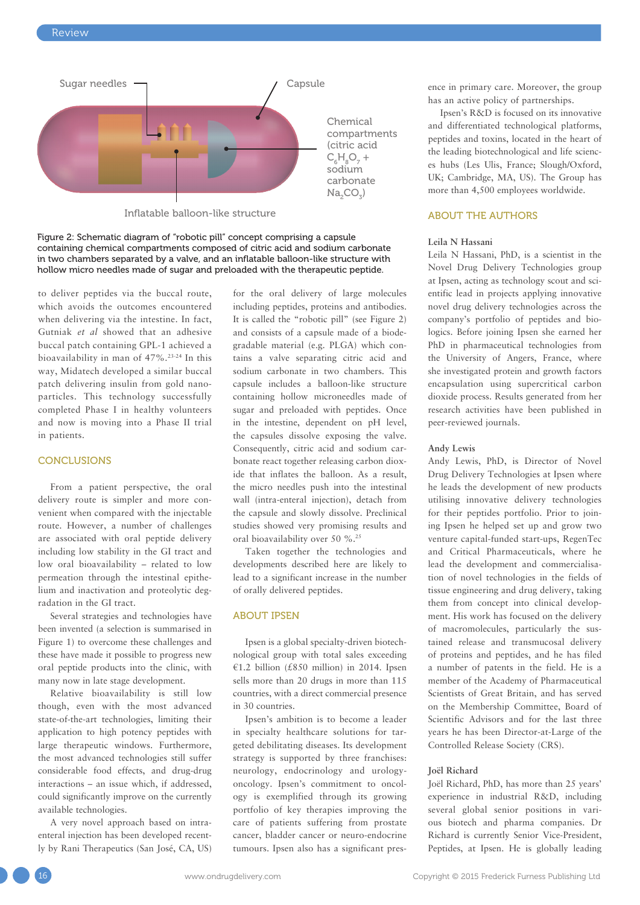Sugar needles

Capsule

Chemical compartments (citric acid $C_6H_8O_7$ + sodium carbonate $Na_2CO_3$)

Inflatable balloon-like structure

Figure 2: Schematic diagram of "robotic pill" concept comprising a capsule containing chemical compartments composed of citric acid and sodium carbonate in two chambers separated by a valve, and an inflatable balloon-like structure with hollow micro needles made of sugar and preloaded with the therapeutic peptide.

to deliver peptides via the buccal route, which avoids the outcomes encountered when delivering via the intestine. In fact, Gutniak *et al* showed that an adhesive buccal patch containing GPL-1 achieved a bioavailability in man of 47%.[23-24] In this way, Midatech developed a similar buccal patch delivering insulin from gold nanoparticles. This technology successfully completed Phase I in healthy volunteers and now is moving into a Phase II trial in patients.

## CONCLUSIONS

From a patient perspective, the oral delivery route is simpler and more convenient when compared with the injectable route. However, a number of challenges are associated with oral peptide delivery including low stability in the GI tract and low oral bioavailability – related to low permeation through the intestinal epithelium and inactivation and proteolytic degradation in the GI tract.

Several strategies and technologies have been invented (a selection is summarised in Figure 1) to overcome these challenges and these have made it possible to progress new oral peptide products into the clinic, with many now in late stage development.

Relative bioavailability is still low though, even with the most advanced state-of-the-art technologies, limiting their application to high potency peptides with large therapeutic windows. Furthermore, the most advanced technologies still suffer considerable food effects, and drug-drug interactions – an issue which, if addressed, could significantly improve on the currently available technologies.

A very novel approach based on intra-enteral injection has been developed recently by Rani Therapeutics (San José, CA, US) for the oral delivery of large molecules including peptides, proteins and antibodies. It is called the "robotic pill" (see Figure 2) and consists of a capsule made of a biodegradable material (e.g. PLGA) which contains a valve separating citric acid and sodium carbonate in two chambers. This capsule includes a balloon-like structure containing hollow microneedles made of sugar and preloaded with peptides. Once in the intestine, dependent on pH level, the capsules dissolve exposing the valve. Consequently, citric acid and sodium carbonate react together releasing carbon dioxide that inflates the balloon. As a result, the micro needles push into the intestinal wall (intra-enteral injection), detach from the capsule and slowly dissolve. Preclinical studies showed very promising results and oral bioavailability over 50 %.[25]

Taken together the technologies and developments described here are likely to lead to a significant increase in the number of orally delivered peptides.

## ABOUT IPSEN

Ipsen is a global specialty-driven biotechnological group with total sales exceeding €1.2 billion (£850 million) in 2014. Ipsen sells more than 20 drugs in more than 115 countries, with a direct commercial presence in 30 countries.

Ipsen's ambition is to become a leader in specialty healthcare solutions for targeted debilitating diseases. Its development strategy is supported by three franchises: neurology, endocrinology and urology-oncology. Ipsen's commitment to oncology is exemplified through its growing portfolio of key therapies improving the care of patients suffering from prostate cancer, bladder cancer or neuro-endocrine tumours. Ipsen also has a significant presence in primary care. Moreover, the group has an active policy of partnerships.

Ipsen's R&D is focused on its innovative and differentiated technological platforms, peptides and toxins, located in the heart of the leading biotechnological and life sciences hubs (Les Ulis, France; Slough/Oxford, UK; Cambridge, MA, US). The Group has more than 4,500 employees worldwide.

## ABOUT THE AUTHORS

**Leila N Hassani**

Leila N Hassani, PhD, is a scientist in the Novel Drug Delivery Technologies group at Ipsen, acting as technology scout and scientific lead in projects applying innovative novel drug delivery technologies across the company's portfolio of peptides and biologics. Before joining Ipsen she earned her PhD in pharmaceutical technologies from the University of Angers, France, where she investigated protein and growth factors encapsulation using supercritical carbon dioxide process. Results generated from her research activities have been published in peer-reviewed journals.

**Andy Lewis**

Andy Lewis, PhD, is Director of Novel Drug Delivery Technologies at Ipsen where he leads the development of new products utilising innovative delivery technologies for their peptides portfolio. Prior to joining Ipsen he helped set up and grow two venture capital-funded start-ups, RegenTec and Critical Pharmaceuticals, where he lead the development and commercialisation of novel technologies in the fields of tissue engineering and drug delivery, taking them from concept into clinical development. His work has focused on the delivery of macromolecules, particularly the sustained release and transmucosal delivery of proteins and peptides, and he has filed a number of patents in the field. He is a member of the Academy of Pharmaceutical Scientists of Great Britain, and has served on the Membership Committee, Board of Scientific Advisors and for the last three years he has been Director-at-Large of the Controlled Release Society (CRS).

**Joël Richard**

Joël Richard, PhD, has more than 25 years' experience in industrial R&D, including several global senior positions in various biotech and pharma companies. Dr Richard is currently Senior Vice-President, Peptides, at Ipsen. He is globally leading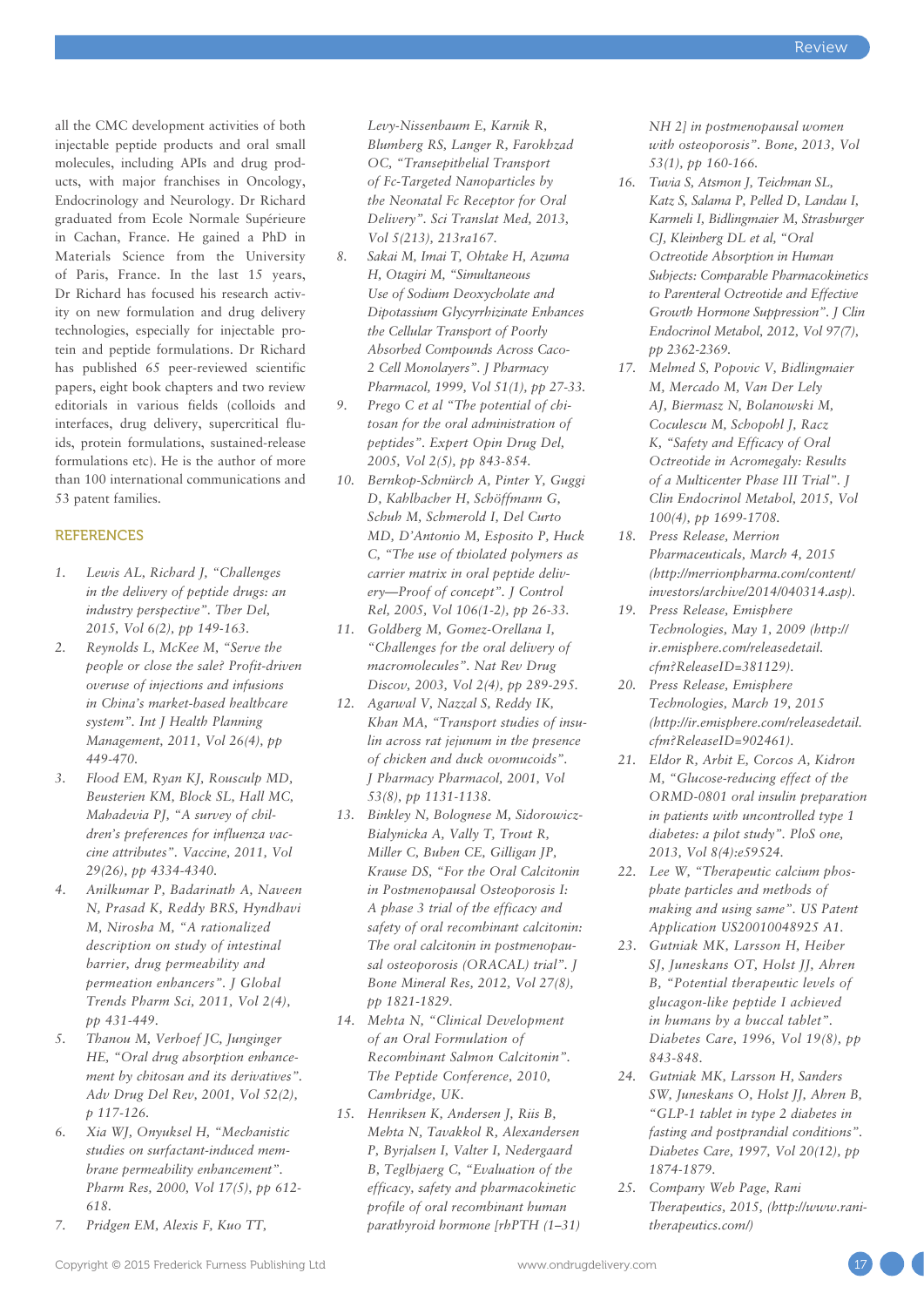all the CMC development activities of both injectable peptide products and oral small molecules, including APIs and drug products, with major franchises in Oncology, Endocrinology and Neurology. Dr Richard graduated from Ecole Normale Supérieure in Cachan, France. He gained a PhD in Materials Science from the University of Paris, France. In the last 15 years, Dr Richard has focused his research activity on new formulation and drug delivery technologies, especially for injectable protein and peptide formulations. Dr Richard has published 65 peer-reviewed scientific papers, eight book chapters and two review editorials in various fields (colloids and interfaces, drug delivery, supercritical fluids, protein formulations, sustained-release formulations etc). He is the author of more than 100 international communications and 53 patent families.

## REFERENCES

1. *Lewis AL, Richard J, "Challenges in the delivery of peptide drugs: an industry perspective". Ther Del, 2015, Vol 6(2), pp 149-163.*
2. *Reynolds L, McKee M, "Serve the people or close the sale? Profit-driven overuse of injections and infusions in China's market-based healthcare system". Int J Health Planning Management, 2011, Vol 26(4), pp 449-470.*
3. *Flood EM, Ryan KJ, Rousculp MD, Beusterien KM, Block SL, Hall MC, Mahadevia PJ, "A survey of children's preferences for influenza vaccine attributes". Vaccine, 2011, Vol 29(26), pp 4334-4340.*
4. *Anilkumar P, Badarinath A, Naveen N, Prasad K, Reddy BRS, Hyndhavi M, Nirosha M, "A rationalized description on study of intestinal barrier, drug permeability and permeation enhancers". J Global Trends Pharm Sci, 2011, Vol 2(4), pp 431-449.*
5. *Thanou M, Verhoef JC, Junginger HE, "Oral drug absorption enhancement by chitosan and its derivatives". Adv Drug Del Rev, 2001, Vol 52(2), p 117-126.*
6. *Xia WJ, Onyuksel H, "Mechanistic studies on surfactant-induced membrane permeability enhancement". Pharm Res, 2000, Vol 17(5), pp 612-618.*
7. *Pridgen EM, Alexis F, Kuo TT, Levy-Nissenbaum E, Karnik R, Blumberg RS, Langer R, Farokhzad OC, "Transepithelial Transport of Fc-Targeted Nanoparticles by the Neonatal Fc Receptor for Oral Delivery". Sci Translat Med, 2013, Vol 5(213), 213ra167.*
8. *Sakai M, Imai T, Ohtake H, Azuma H, Otagiri M, "Simultaneous Use of Sodium Deoxycholate and Dipotassium Glycyrrhizinate Enhances the Cellular Transport of Poorly Absorbed Compounds Across Caco-2 Cell Monolayers". J Pharmacy Pharmacol, 1999, Vol 51(1), pp 27-33.*
9. *Prego C et al "The potential of chitosan for the oral administration of peptides". Expert Opin Drug Del, 2005, Vol 2(5), pp 843-854.*
10. *Bernkop-Schnürch A, Pinter Y, Guggi D, Kahlbacher H, Schöffmann G, Schuh M, Schmerold I, Del Curto MD, D'Antonio M, Esposito P, Huck C, "The use of thiolated polymers as carrier matrix in oral peptide delivery—Proof of concept?". J Control Rel, 2005, Vol 106(1-2), pp 26-33.*
11. *Goldberg M, Gomez-Orellana I, "Challenges for the oral delivery of macromolecules". Nat Rev Drug Discov, 2003, Vol 2(4), pp 289-295.*
12. *Agarwal V, Nazzal S, Reddy IK, Khan MA, "Transport studies of insulin across rat jejunum in the presence of chicken and duck ovomucoids". J Pharmacy Pharmacol, 2001, Vol 53(8), pp 1131-1138.*
13. *Binkley N, Bolognese M, Sidorowicz-Bialynicka A, Vally T, Trout R, Miller C, Buben CE, Gilligan JP, Krause DS, "For the Oral Calcitonin in Postmenopausal Osteoporosis I: A phase 3 trial of the efficacy and safety of oral recombinant calcitonin: The oral calcitonin in postmenopausal osteoporosis (ORACAL) trial". J Bone Mineral Res, 2012, Vol 27(8), pp 1821-1829.*
14. *Mehta N, "Clinical Development of an Oral Formulation of Recombinant Salmon Calcitonin". The Peptide Conference, 2010, Cambridge, UK.*
15. *Henriksen K, Andersen J, Riis B, Mehta N, Tavakkol R, Alexandersen P, Byrjalsen I, Valter I, Nedergaard B, Teglbjaerg C, "Evaluation of the efficacy, safety and pharmacokinetic profile of oral recombinant human parathyroid hormone [rhPTH (1–31) NH 2] in postmenopausal women with osteoporosis". Bone, 2013, Vol 53(1), pp 160-166.*
16. *Tuvia S, Atsmon J, Teichman SL, Katz S, Salama P, Pelled D, Landau I, Karmeli I, Bidlingmaier M, Strasburger CJ, Kleinberg DL et al, "Oral Octreotide Absorption in Human Subjects: Comparable Pharmacokinetics to Parenteral Octreotide and Effective Growth Hormone Suppression". J Clin Endocrinol Metabol, 2012, Vol 97(7), pp 2362-2369.*
17. *Melmed S, Popovic V, Bidlingmaier M, Mercado M, Van Der Lely AJ, Biermasz N, Bolanowski M, Coculescu M, Schopohl J, Racz K, "Safety and Efficacy of Oral Octreotide in Acromegaly: Results of a Multicenter Phase III Trial". J Clin Endocrinol Metabol, 2015, Vol 100(4), pp 1699-1708.*
18. *Press Release, Merrion Pharmaceuticals, March 4, 2015 (http://merrionpharma.com/content/investors/archive/2014/040314.asp).*
19. *Press Release, Emisphere Technologies, May 1, 2009 (http://ir.emisphere.com/releasedetail.cfm?ReleaseID=381129).*
20. *Press Release, Emisphere Technologies, March 19, 2015 (http://ir.emisphere.com/releasedetail.cfm?ReleaseID=902461).*
21. *Eldor R, Arbit E, Corcos A, Kidron M, "Glucose-reducing effect of the ORMD-0801 oral insulin preparation in patients with uncontrolled type 1 diabetes: a pilot study". PloS one, 2013, Vol 8(4):e59524.*
22. *Lee W, "Therapeutic calcium phosphate particles and methods of making and using same". US Patent Application US20010048925 A1.*
23. *Gutniak MK, Larsson H, Heiber SJ, Juneskans OT, Holst JJ, Ahren B, "Potential therapeutic levels of glucagon-like peptide I achieved in humans by a buccal tablet". Diabetes Care, 1996, Vol 19(8), pp 843-848.*
24. *Gutniak MK, Larsson H, Sanders SW, Juneskans O, Holst JJ, Ahren B, "GLP-1 tablet in type 2 diabetes in fasting and postprandial conditions". Diabetes Care, 1997, Vol 20(12), pp 1874-1879.*
25. *Company Web Page, Rani Therapeutics, 2015, (http://www.rani-therapeutics.com/)*